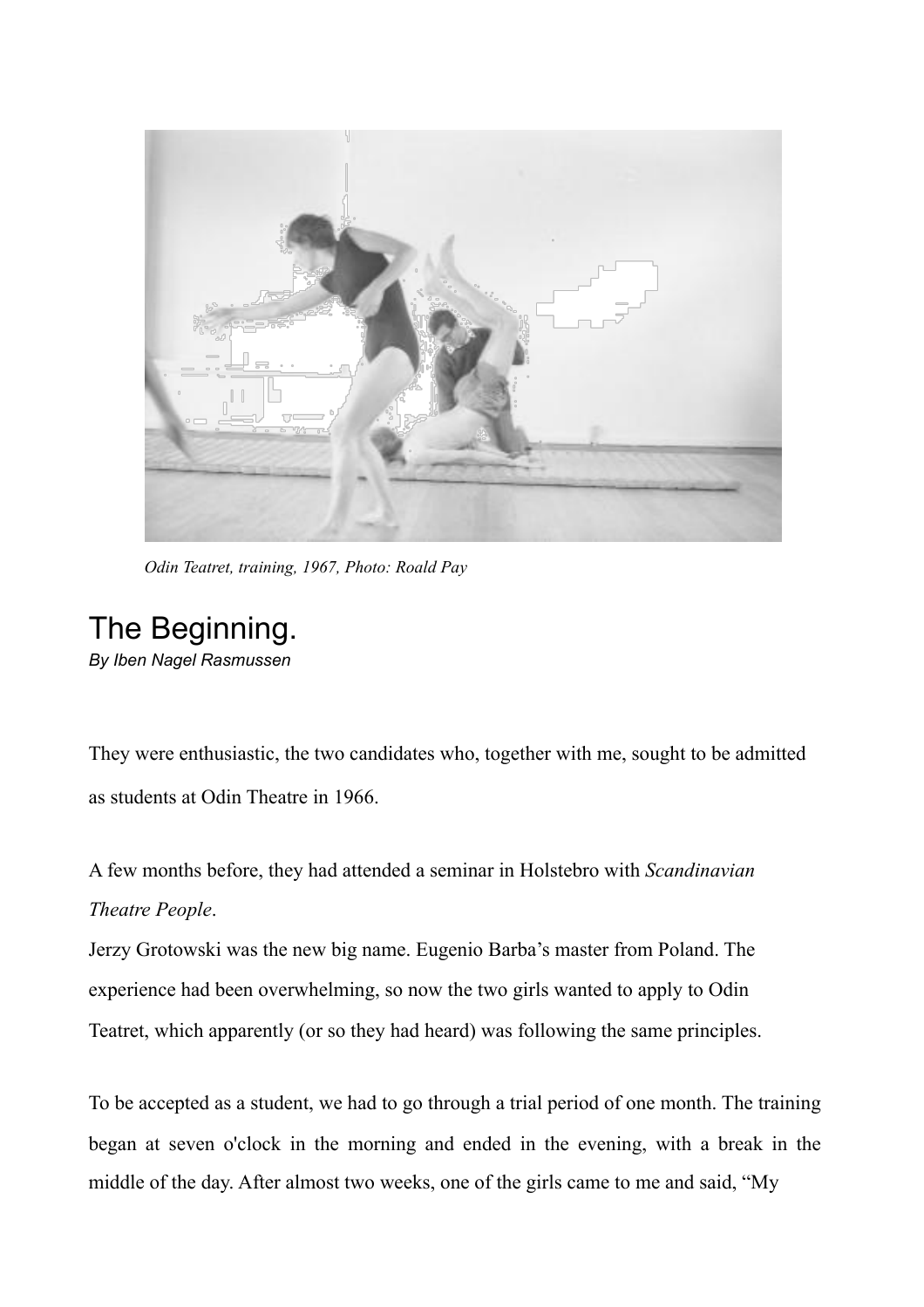*Odin Teatret, training, 1967, Photo: Roald Pay*

# The Beginning.

*By Iben Nagel Rasmussen*

They were enthusiastic, the two candidates who, together with me, sought to be admitted as students at Odin Theatre in 1966.

A few months before, they had attended a seminar in Holstebro with *Scandinavian Theatre People*.
Jerzy Grotowski was the new big name. Eugenio Barba's master from Poland. The experience had been overwhelming, so now the two girls wanted to apply to Odin Teatret, which apparently (or so they had heard) was following the same principles.

To be accepted as a student, we had to go through a trial period of one month. The training began at seven o'clock in the morning and ended in the evening, with a break in the middle of the day. After almost two weeks, one of the girls came to me and said, "My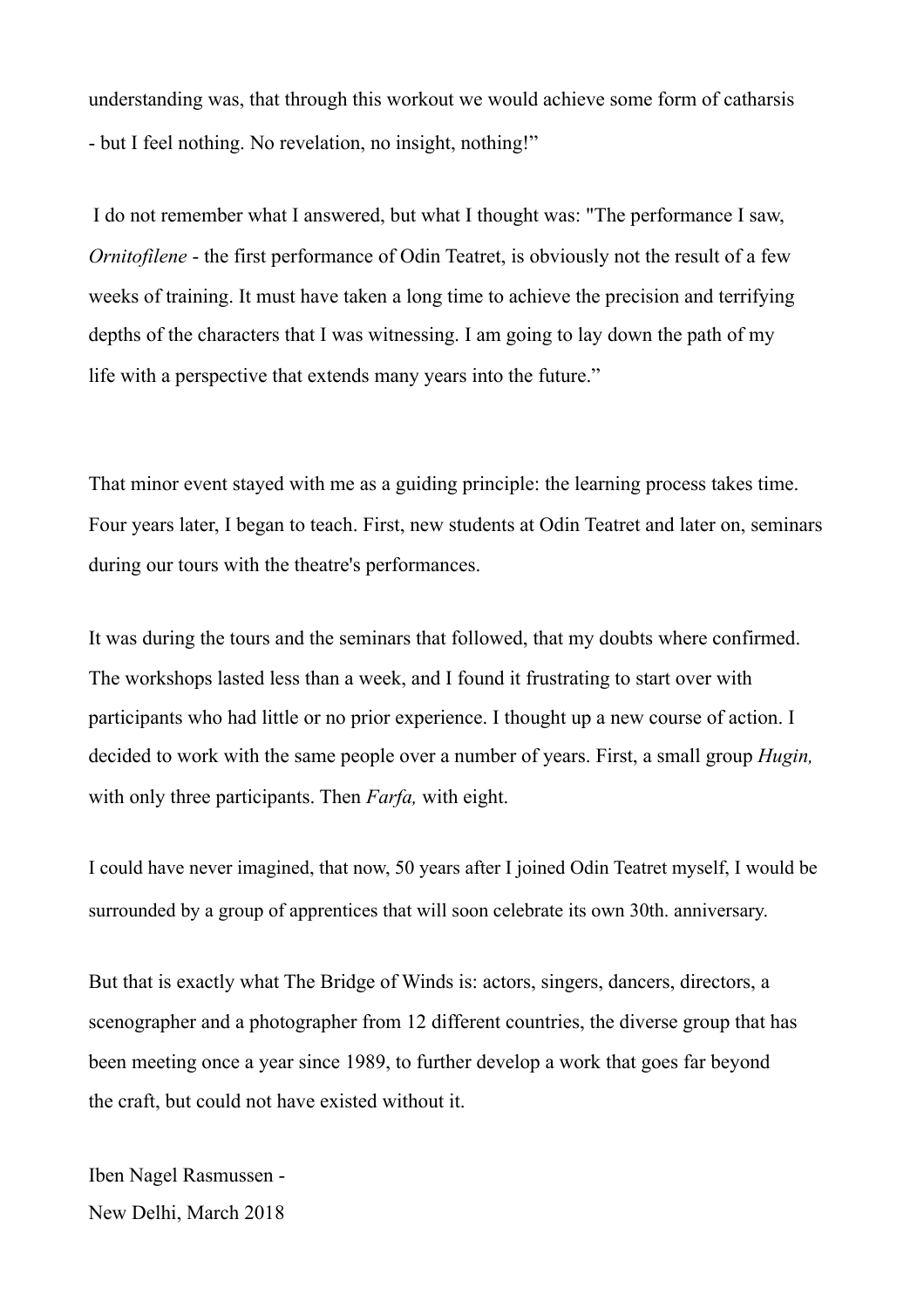understanding was, that through this workout we would achieve some form of catharsis - but I feel nothing. No revelation, no insight, nothing!"

I do not remember what I answered, but what I thought was: "The performance I saw, *Ornitofilene* - the first performance of Odin Teatret, is obviously not the result of a few weeks of training. It must have taken a long time to achieve the precision and terrifying depths of the characters that I was witnessing. I am going to lay down the path of my life with a perspective that extends many years into the future."

That minor event stayed with me as a guiding principle: the learning process takes time. Four years later, I began to teach. First, new students at Odin Teatret and later on, seminars during our tours with the theatre's performances.

It was during the tours and the seminars that followed, that my doubts where confirmed. The workshops lasted less than a week, and I found it frustrating to start over with participants who had little or no prior experience. I thought up a new course of action. I decided to work with the same people over a number of years. First, a small group *Hugin,* with only three participants. Then *Farfa,* with eight.

I could have never imagined, that now, 50 years after I joined Odin Teatret myself, I would be surrounded by a group of apprentices that will soon celebrate its own 30th. anniversary.

But that is exactly what The Bridge of Winds is: actors, singers, dancers, directors, a scenographer and a photographer from 12 different countries, the diverse group that has been meeting once a year since 1989, to further develop a work that goes far beyond the craft, but could not have existed without it.

Iben Nagel Rasmussen -
New Delhi, March 2018